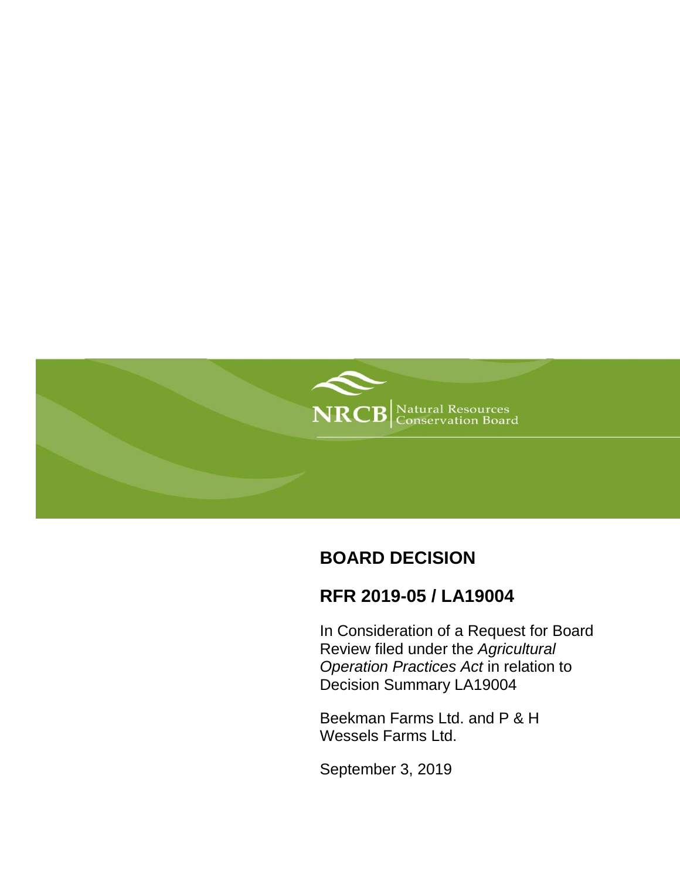NRCB Natural Resources Conservation Board

# BOARD DECISION

## RFR 2019-05 / LA19004

In Consideration of a Request for Board Review filed under the *Agricultural Operation Practices Act* in relation to Decision Summary LA19004

Beekman Farms Ltd. and P & H Wessels Farms Ltd.

September 3, 2019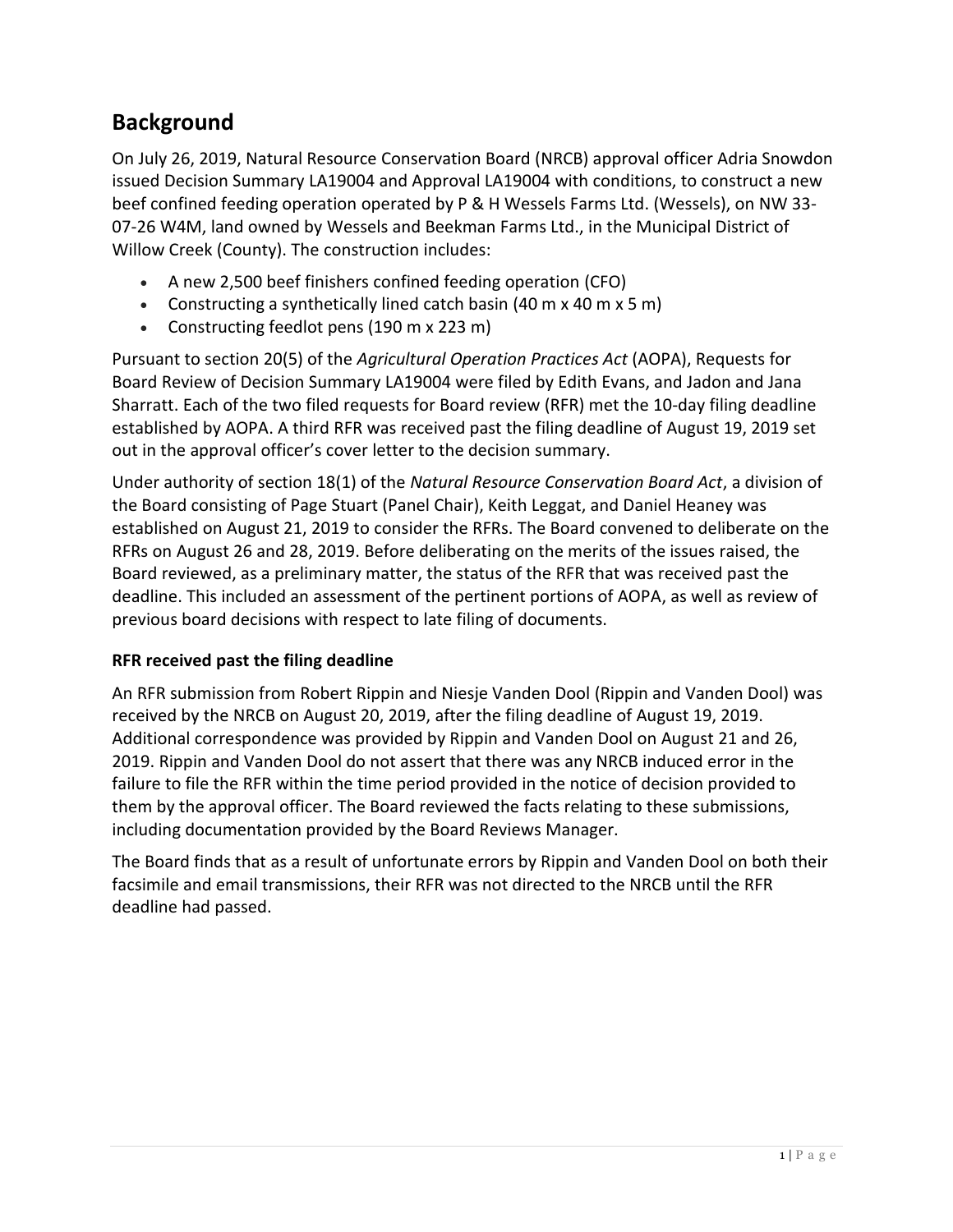## Background

On July 26, 2019, Natural Resource Conservation Board (NRCB) approval officer Adria Snowdon issued Decision Summary LA19004 and Approval LA19004 with conditions, to construct a new beef confined feeding operation operated by P & H Wessels Farms Ltd. (Wessels), on NW 33-07-26 W4M, land owned by Wessels and Beekman Farms Ltd., in the Municipal District of Willow Creek (County). The construction includes:

- A new 2,500 beef finishers confined feeding operation (CFO)
- Constructing a synthetically lined catch basin (40 m x 40 m x 5 m)
- Constructing feedlot pens (190 m x 223 m)

Pursuant to section 20(5) of the *Agricultural Operation Practices Act* (AOPA), Requests for Board Review of Decision Summary LA19004 were filed by Edith Evans, and Jadon and Jana Sharratt. Each of the two filed requests for Board review (RFR) met the 10-day filing deadline established by AOPA. A third RFR was received past the filing deadline of August 19, 2019 set out in the approval officer's cover letter to the decision summary.

Under authority of section 18(1) of the *Natural Resource Conservation Board Act*, a division of the Board consisting of Page Stuart (Panel Chair), Keith Leggat, and Daniel Heaney was established on August 21, 2019 to consider the RFRs. The Board convened to deliberate on the RFRs on August 26 and 28, 2019. Before deliberating on the merits of the issues raised, the Board reviewed, as a preliminary matter, the status of the RFR that was received past the deadline. This included an assessment of the pertinent portions of AOPA, as well as review of previous board decisions with respect to late filing of documents.

### RFR received past the filing deadline

An RFR submission from Robert Rippin and Niesje Vanden Dool (Rippin and Vanden Dool) was received by the NRCB on August 20, 2019, after the filing deadline of August 19, 2019. Additional correspondence was provided by Rippin and Vanden Dool on August 21 and 26, 2019. Rippin and Vanden Dool do not assert that there was any NRCB induced error in the failure to file the RFR within the time period provided in the notice of decision provided to them by the approval officer. The Board reviewed the facts relating to these submissions, including documentation provided by the Board Reviews Manager.

The Board finds that as a result of unfortunate errors by Rippin and Vanden Dool on both their facsimile and email transmissions, their RFR was not directed to the NRCB until the RFR deadline had passed.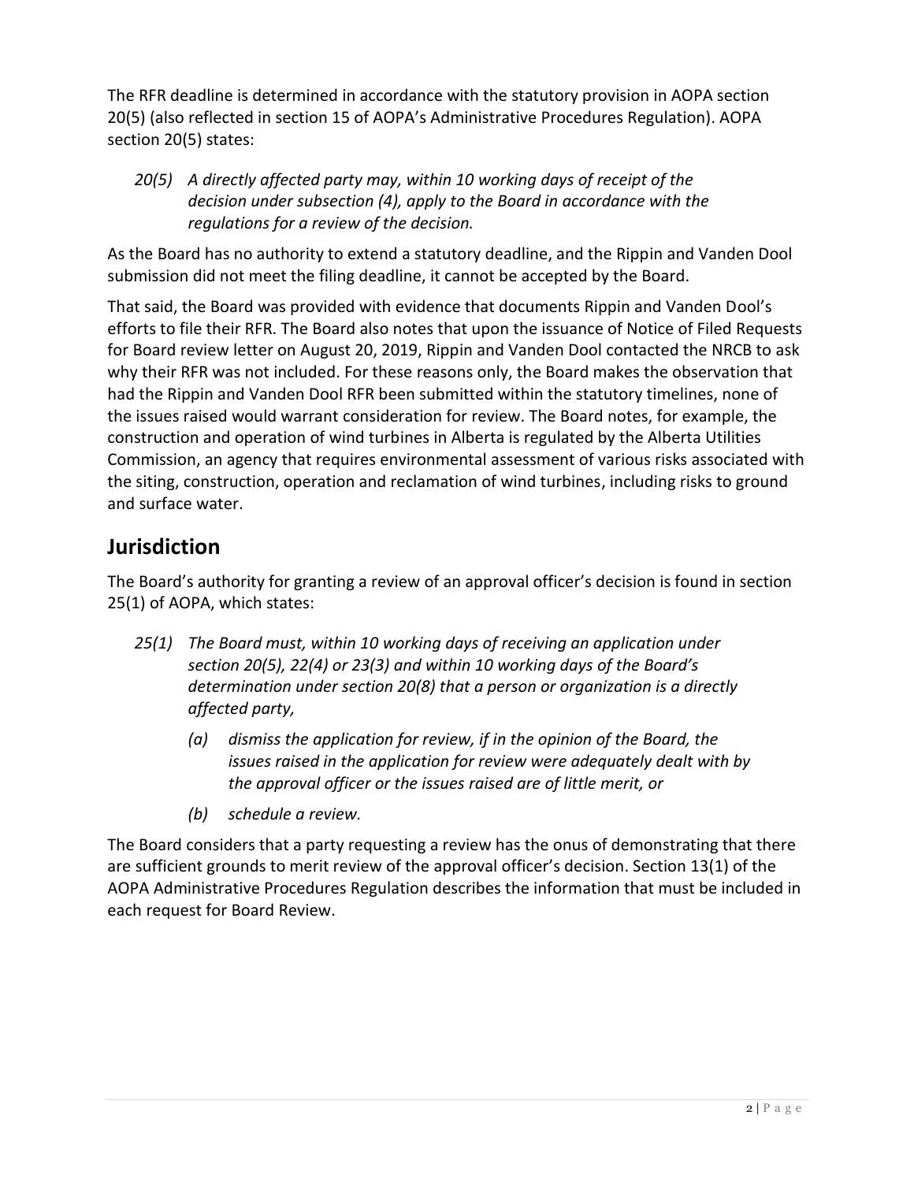The RFR deadline is determined in accordance with the statutory provision in AOPA section 20(5) (also reflected in section 15 of AOPA's Administrative Procedures Regulation). AOPA section 20(5) states:

> *20(5) A directly affected party may, within 10 working days of receipt of the decision under subsection (4), apply to the Board in accordance with the regulations for a review of the decision.*

As the Board has no authority to extend a statutory deadline, and the Rippin and Vanden Dool submission did not meet the filing deadline, it cannot be accepted by the Board.

That said, the Board was provided with evidence that documents Rippin and Vanden Dool's efforts to file their RFR. The Board also notes that upon the issuance of Notice of Filed Requests for Board review letter on August 20, 2019, Rippin and Vanden Dool contacted the NRCB to ask why their RFR was not included. For these reasons only, the Board makes the observation that had the Rippin and Vanden Dool RFR been submitted within the statutory timelines, none of the issues raised would warrant consideration for review. The Board notes, for example, the construction and operation of wind turbines in Alberta is regulated by the Alberta Utilities Commission, an agency that requires environmental assessment of various risks associated with the siting, construction, operation and reclamation of wind turbines, including risks to ground and surface water.

## Jurisdiction

The Board's authority for granting a review of an approval officer's decision is found in section 25(1) of AOPA, which states:

> *25(1) The Board must, within 10 working days of receiving an application under section 20(5), 22(4) or 23(3) and within 10 working days of the Board's determination under section 20(8) that a person or organization is a directly affected party,*
>
> *(a) dismiss the application for review, if in the opinion of the Board, the issues raised in the application for review were adequately dealt with by the approval officer or the issues raised are of little merit, or*
>
> *(b) schedule a review.*

The Board considers that a party requesting a review has the onus of demonstrating that there are sufficient grounds to merit review of the approval officer's decision. Section 13(1) of the AOPA Administrative Procedures Regulation describes the information that must be included in each request for Board Review.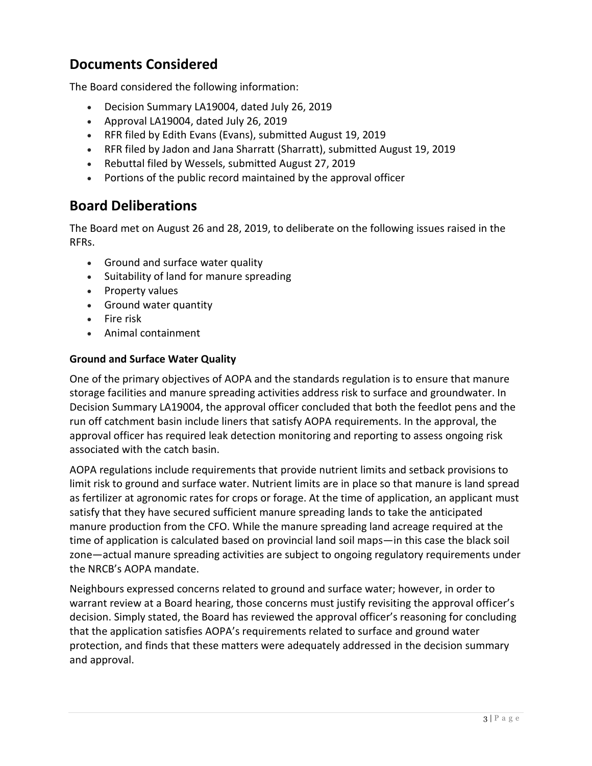## Documents Considered

The Board considered the following information:

- Decision Summary LA19004, dated July 26, 2019
- Approval LA19004, dated July 26, 2019
- RFR filed by Edith Evans (Evans), submitted August 19, 2019
- RFR filed by Jadon and Jana Sharratt (Sharratt), submitted August 19, 2019
- Rebuttal filed by Wessels, submitted August 27, 2019
- Portions of the public record maintained by the approval officer

## Board Deliberations

The Board met on August 26 and 28, 2019, to deliberate on the following issues raised in the RFRs.

- Ground and surface water quality
- Suitability of land for manure spreading
- Property values
- Ground water quantity
- Fire risk
- Animal containment

**Ground and Surface Water Quality**

One of the primary objectives of AOPA and the standards regulation is to ensure that manure storage facilities and manure spreading activities address risk to surface and groundwater. In Decision Summary LA19004, the approval officer concluded that both the feedlot pens and the run off catchment basin include liners that satisfy AOPA requirements. In the approval, the approval officer has required leak detection monitoring and reporting to assess ongoing risk associated with the catch basin.

AOPA regulations include requirements that provide nutrient limits and setback provisions to limit risk to ground and surface water. Nutrient limits are in place so that manure is land spread as fertilizer at agronomic rates for crops or forage. At the time of application, an applicant must satisfy that they have secured sufficient manure spreading lands to take the anticipated manure production from the CFO. While the manure spreading land acreage required at the time of application is calculated based on provincial land soil maps—in this case the black soil zone—actual manure spreading activities are subject to ongoing regulatory requirements under the NRCB's AOPA mandate.

Neighbours expressed concerns related to ground and surface water; however, in order to warrant review at a Board hearing, those concerns must justify revisiting the approval officer's decision. Simply stated, the Board has reviewed the approval officer's reasoning for concluding that the application satisfies AOPA's requirements related to surface and ground water protection, and finds that these matters were adequately addressed in the decision summary and approval.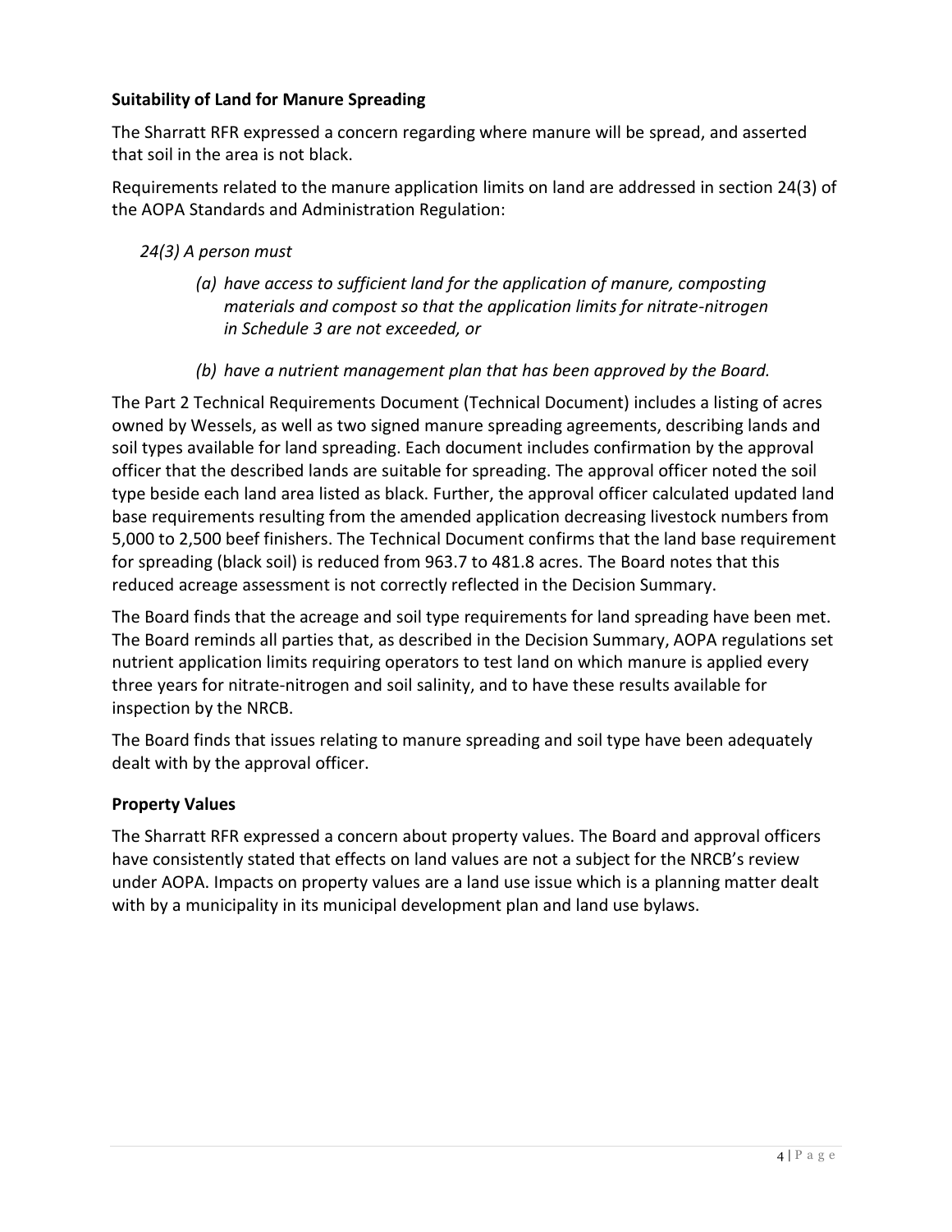### Suitability of Land for Manure Spreading

The Sharratt RFR expressed a concern regarding where manure will be spread, and asserted that soil in the area is not black.

Requirements related to the manure application limits on land are addressed in section 24(3) of the AOPA Standards and Administration Regulation:

*24(3) A person must*

> *(a) have access to sufficient land for the application of manure, composting materials and compost so that the application limits for nitrate-nitrogen in Schedule 3 are not exceeded, or*
>
> *(b) have a nutrient management plan that has been approved by the Board.*

The Part 2 Technical Requirements Document (Technical Document) includes a listing of acres owned by Wessels, as well as two signed manure spreading agreements, describing lands and soil types available for land spreading. Each document includes confirmation by the approval officer that the described lands are suitable for spreading. The approval officer noted the soil type beside each land area listed as black. Further, the approval officer calculated updated land base requirements resulting from the amended application decreasing livestock numbers from 5,000 to 2,500 beef finishers. The Technical Document confirms that the land base requirement for spreading (black soil) is reduced from 963.7 to 481.8 acres. The Board notes that this reduced acreage assessment is not correctly reflected in the Decision Summary.

The Board finds that the acreage and soil type requirements for land spreading have been met. The Board reminds all parties that, as described in the Decision Summary, AOPA regulations set nutrient application limits requiring operators to test land on which manure is applied every three years for nitrate-nitrogen and soil salinity, and to have these results available for inspection by the NRCB.

The Board finds that issues relating to manure spreading and soil type have been adequately dealt with by the approval officer.

### Property Values

The Sharratt RFR expressed a concern about property values. The Board and approval officers have consistently stated that effects on land values are not a subject for the NRCB's review under AOPA. Impacts on property values are a land use issue which is a planning matter dealt with by a municipality in its municipal development plan and land use bylaws.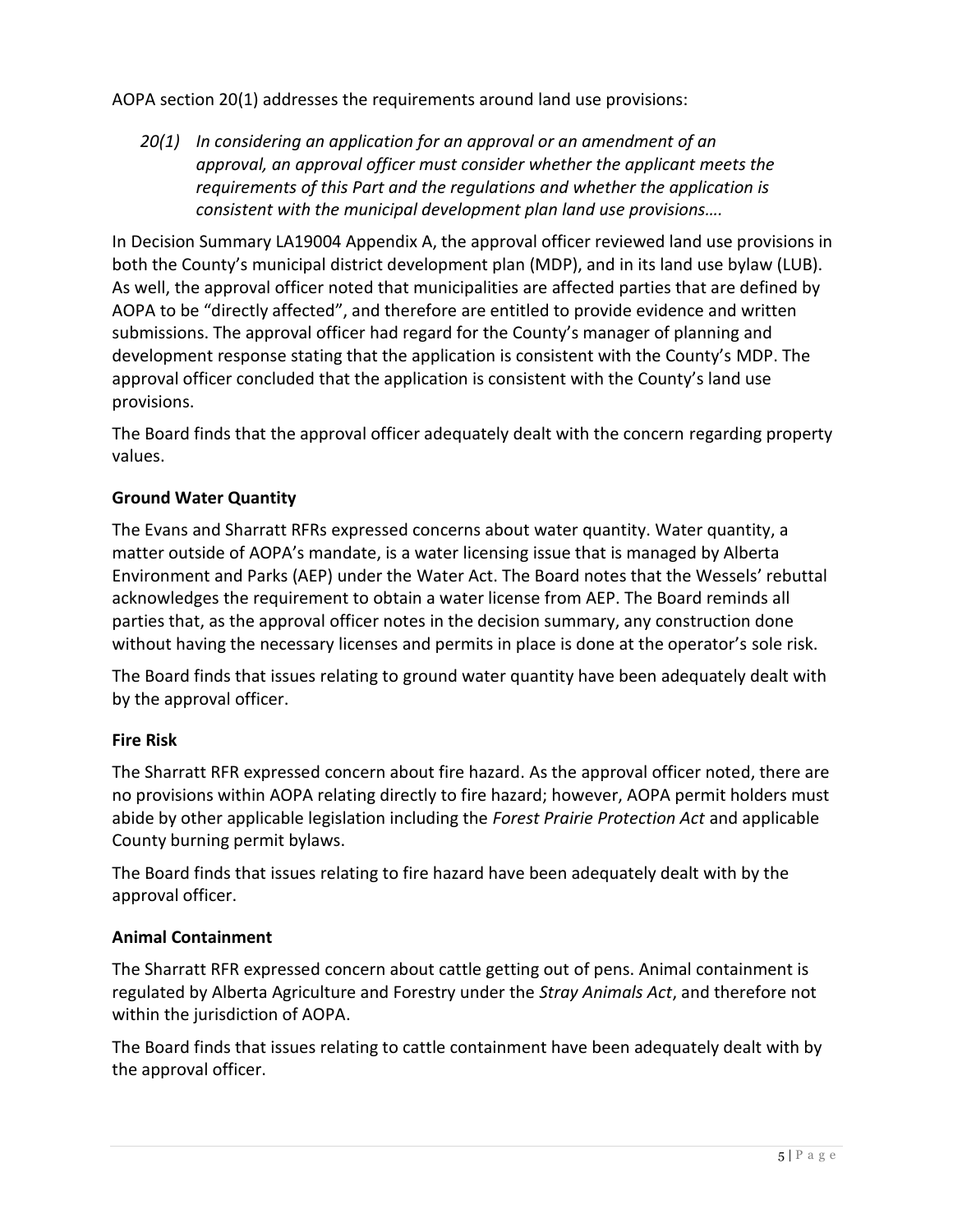AOPA section 20(1) addresses the requirements around land use provisions:

> *20(1) In considering an application for an approval or an amendment of an approval, an approval officer must consider whether the applicant meets the requirements of this Part and the regulations and whether the application is consistent with the municipal development plan land use provisions….*

In Decision Summary LA19004 Appendix A, the approval officer reviewed land use provisions in both the County's municipal district development plan (MDP), and in its land use bylaw (LUB). As well, the approval officer noted that municipalities are affected parties that are defined by AOPA to be "directly affected", and therefore are entitled to provide evidence and written submissions. The approval officer had regard for the County's manager of planning and development response stating that the application is consistent with the County's MDP. The approval officer concluded that the application is consistent with the County's land use provisions.

The Board finds that the approval officer adequately dealt with the concern regarding property values.

### Ground Water Quantity

The Evans and Sharratt RFRs expressed concerns about water quantity. Water quantity, a matter outside of AOPA's mandate, is a water licensing issue that is managed by Alberta Environment and Parks (AEP) under the Water Act. The Board notes that the Wessels' rebuttal acknowledges the requirement to obtain a water license from AEP. The Board reminds all parties that, as the approval officer notes in the decision summary, any construction done without having the necessary licenses and permits in place is done at the operator's sole risk.

The Board finds that issues relating to ground water quantity have been adequately dealt with by the approval officer.

### Fire Risk

The Sharratt RFR expressed concern about fire hazard. As the approval officer noted, there are no provisions within AOPA relating directly to fire hazard; however, AOPA permit holders must abide by other applicable legislation including the *Forest Prairie Protection Act* and applicable County burning permit bylaws.

The Board finds that issues relating to fire hazard have been adequately dealt with by the approval officer.

### Animal Containment

The Sharratt RFR expressed concern about cattle getting out of pens. Animal containment is regulated by Alberta Agriculture and Forestry under the *Stray Animals Act*, and therefore not within the jurisdiction of AOPA.

The Board finds that issues relating to cattle containment have been adequately dealt with by the approval officer.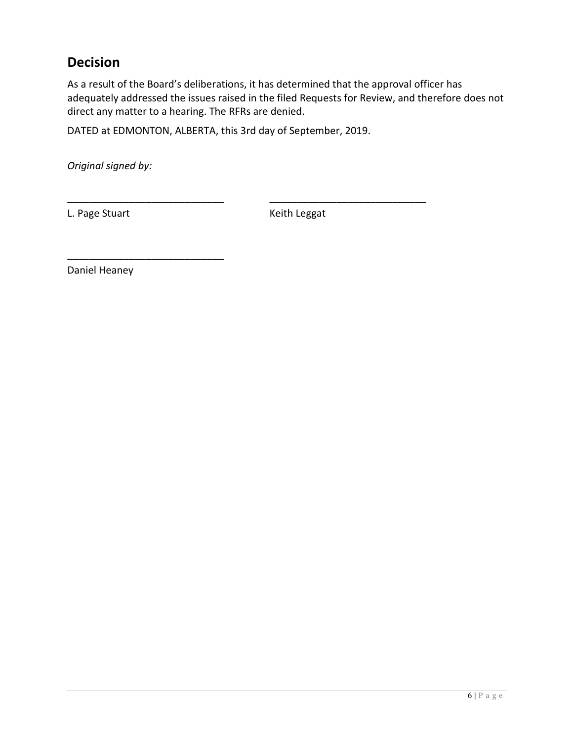## Decision

As a result of the Board's deliberations, it has determined that the approval officer has adequately addressed the issues raised in the filed Requests for Review, and therefore does not direct any matter to a hearing. The RFRs are denied.

DATED at EDMONTON, ALBERTA, this 3rd day of September, 2019.

*Original signed by:*

\_\_\_\_\_\_\_\_\_\_\_\_\_\_\_\_\_\_\_\_\_\_\_\_\_\_\_\_
L. Page Stuart

\_\_\_\_\_\_\_\_\_\_\_\_\_\_\_\_\_\_\_\_\_\_\_\_\_\_\_\_
Keith Leggat

\_\_\_\_\_\_\_\_\_\_\_\_\_\_\_\_\_\_\_\_\_\_\_\_\_\_\_\_
Daniel Heaney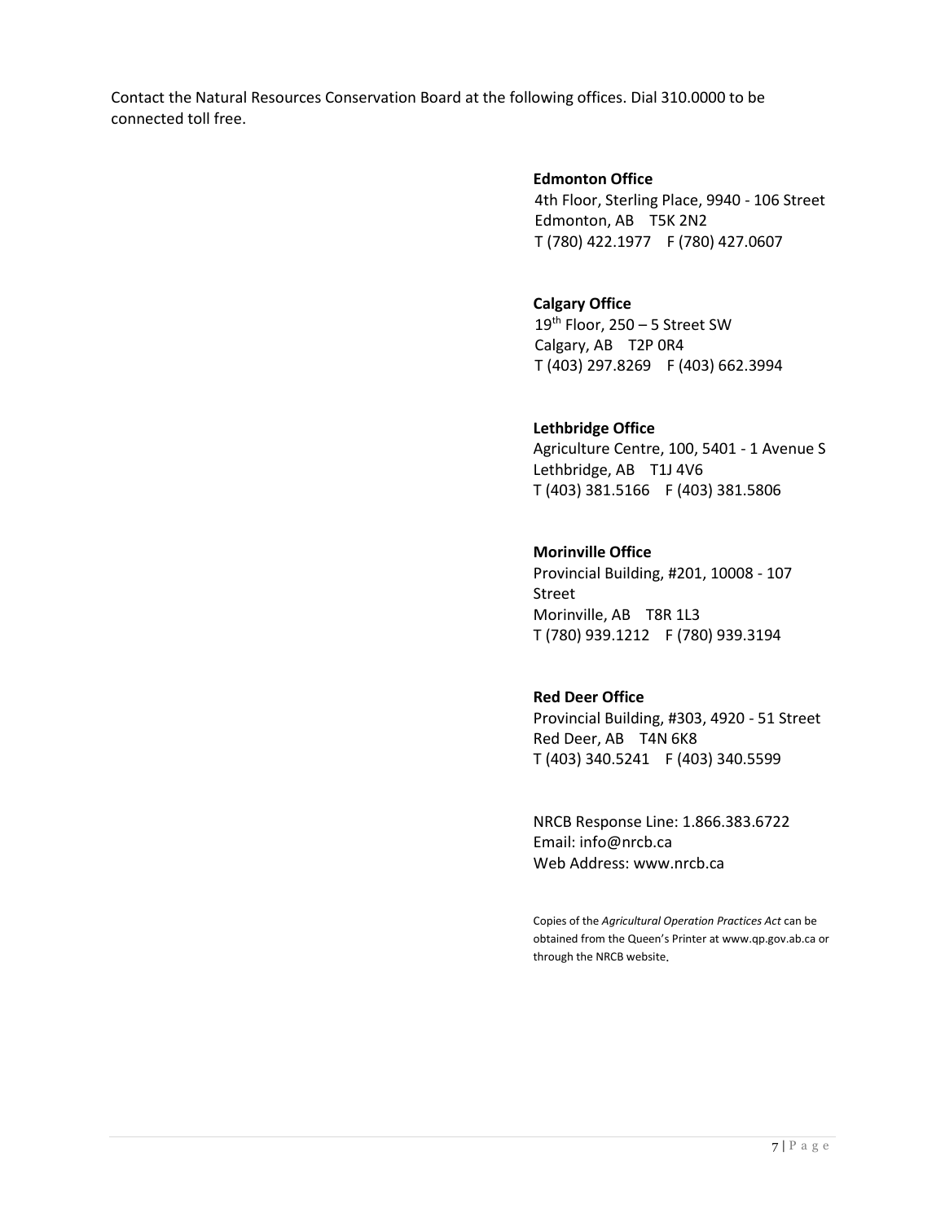Contact the Natural Resources Conservation Board at the following offices. Dial 310.0000 to be connected toll free.

**Edmonton Office**
4th Floor, Sterling Place, 9940 - 106 Street
Edmonton, AB T5K 2N2
T (780) 422.1977 F (780) 427.0607

**Calgary Office**
19th Floor, 250 – 5 Street SW
Calgary, AB T2P 0R4
T (403) 297.8269 F (403) 662.3994

**Lethbridge Office**
Agriculture Centre, 100, 5401 - 1 Avenue S
Lethbridge, AB T1J 4V6
T (403) 381.5166 F (403) 381.5806

**Morinville Office**
Provincial Building, #201, 10008 - 107 Street
Morinville, AB T8R 1L3
T (780) 939.1212 F (780) 939.3194

**Red Deer Office**
Provincial Building, #303, 4920 - 51 Street
Red Deer, AB T4N 6K8
T (403) 340.5241 F (403) 340.5599

NRCB Response Line: 1.866.383.6722
Email: info@nrcb.ca
Web Address: www.nrcb.ca

Copies of the *Agricultural Operation Practices Act* can be obtained from the Queen's Printer at www.qp.gov.ab.ca or through the NRCB website.